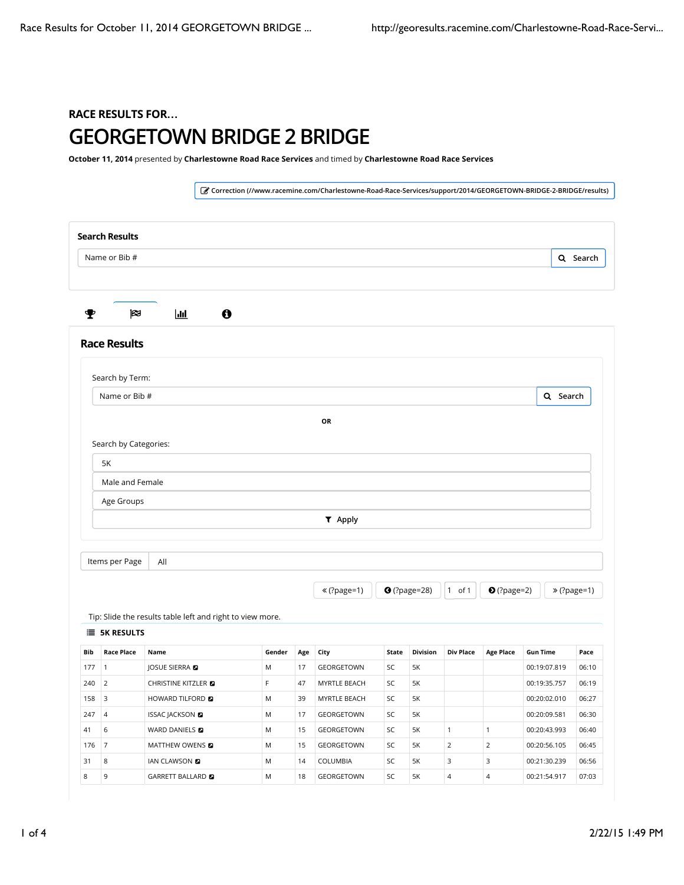### RACE RESULTS FOR...

# GEORGETOWN BRIDGE 2 BRIDGE

**October 11, 2014** presented by **Charlestowne Road Race Services** and timed by **Charlestowne Road Race Services**

Correction (//www.racemine.com/Charlestowne-Road-Race-Services/support/2014/GEORGETOWN-BRIDGE-2-BRIDGE/results)

**Search Results**

Name or Bib # | Search

## Race Results

Search by Term:

Name or Bib # | Search

**OR**

Search by Categories:

5K

Male and Female

Age Groups

Apply

Items per Page | All

« (?page=1) | (?page=28) | 1 of 1 | (?page=2) | » (?page=1)

Tip: Slide the results table left and right to view more.

**5K RESULTS**

| Bib | Race Place | Name | Gender | Age | City | State | Division | Div Place | Age Place | Gun Time | Pace |
|---|---|---|---|---|---|---|---|---|---|---|---|
| 177 | 1 | JOSUE SIERRA | M | 17 | GEORGETOWN | SC | 5K | | | 00:19:07.819 | 06:10 |
| 240 | 2 | CHRISTINE KITZLER | F | 47 | MYRTLE BEACH | SC | 5K | | | 00:19:35.757 | 06:19 |
| 158 | 3 | HOWARD TILFORD | M | 39 | MYRTLE BEACH | SC | 5K | | | 00:20:02.010 | 06:27 |
| 247 | 4 | ISSAC JACKSON | M | 17 | GEORGETOWN | SC | 5K | | | 00:20:09.581 | 06:30 |
| 41 | 6 | WARD DANIELS | M | 15 | GEORGETOWN | SC | 5K | 1 | 1 | 00:20:43.993 | 06:40 |
| 176 | 7 | MATTHEW OWENS | M | 15 | GEORGETOWN | SC | 5K | 2 | 2 | 00:20:56.105 | 06:45 |
| 31 | 8 | IAN CLAWSON | M | 14 | COLUMBIA | SC | 5K | 3 | 3 | 00:21:30.239 | 06:56 |
| 8 | 9 | GARRETT BALLARD | M | 18 | GEORGETOWN | SC | 5K | 4 | 4 | 00:21:54.917 | 07:03 |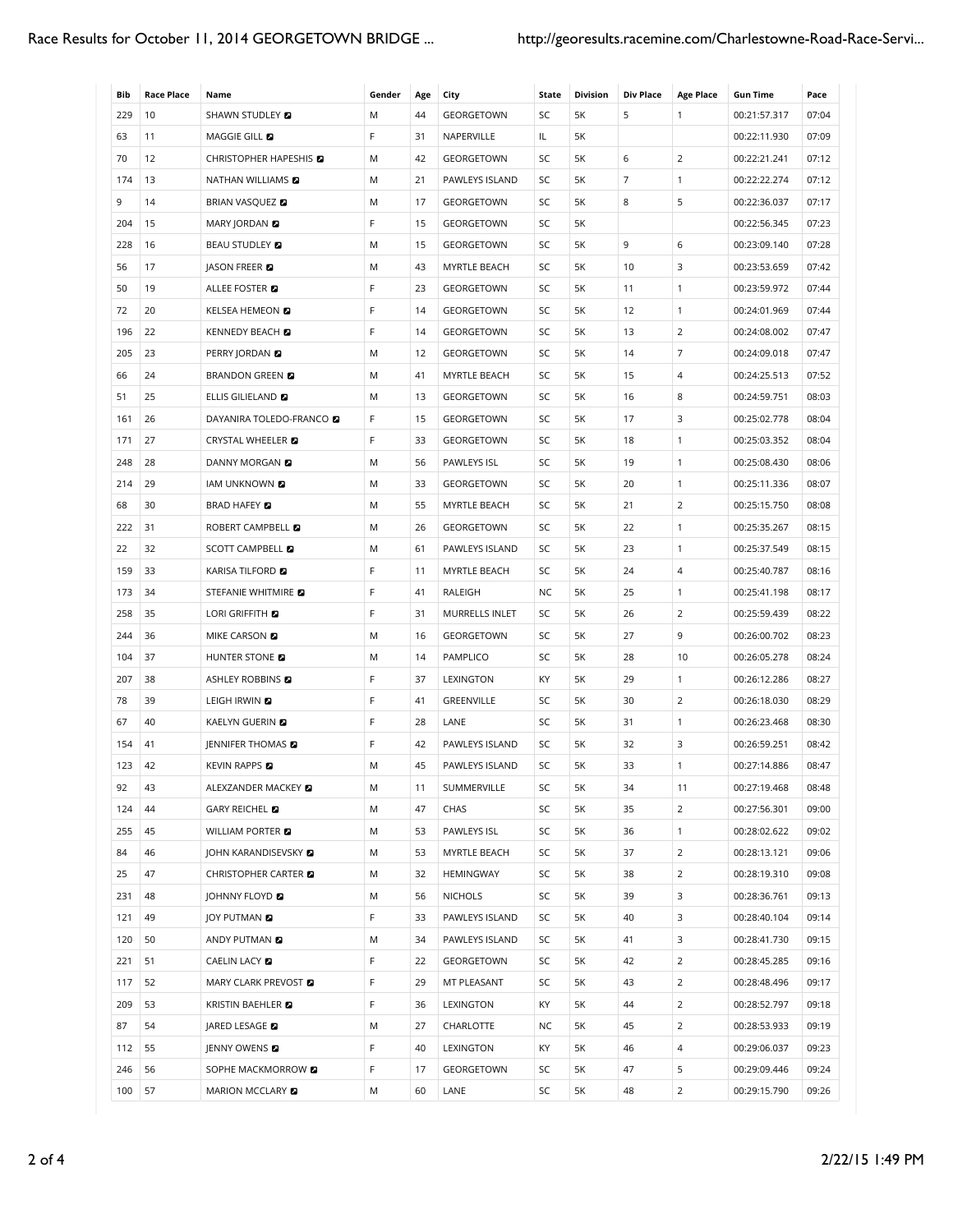| Bib | Race Place | Name | Gender | Age | City | State | Division | Div Place | Age Place | Gun Time | Pace |
|---|---|---|---|---|---|---|---|---|---|---|---|
| 229 | 10 | SHAWN STUDLEY | M | 44 | GEORGETOWN | SC | 5K | 5 | 1 | 00:21:57.317 | 07:04 |
| 63 | 11 | MAGGIE GILL | F | 31 | NAPERVILLE | IL | 5K | | | 00:22:11.930 | 07:09 |
| 70 | 12 | CHRISTOPHER HAPESHIS | M | 42 | GEORGETOWN | SC | 5K | 6 | 2 | 00:22:21.241 | 07:12 |
| 174 | 13 | NATHAN WILLIAMS | M | 21 | PAWLEYS ISLAND | SC | 5K | 7 | 1 | 00:22:22.274 | 07:12 |
| 9 | 14 | BRIAN VASQUEZ | M | 17 | GEORGETOWN | SC | 5K | 8 | 5 | 00:22:36.037 | 07:17 |
| 204 | 15 | MARY JORDAN | F | 15 | GEORGETOWN | SC | 5K | | | 00:22:56.345 | 07:23 |
| 228 | 16 | BEAU STUDLEY | M | 15 | GEORGETOWN | SC | 5K | 9 | 6 | 00:23:09.140 | 07:28 |
| 56 | 17 | JASON FREER | M | 43 | MYRTLE BEACH | SC | 5K | 10 | 3 | 00:23:53.659 | 07:42 |
| 50 | 19 | ALLEE FOSTER | F | 23 | GEORGETOWN | SC | 5K | 11 | 1 | 00:23:59.972 | 07:44 |
| 72 | 20 | KELSEA HEMEON | F | 14 | GEORGETOWN | SC | 5K | 12 | 1 | 00:24:01.969 | 07:44 |
| 196 | 22 | KENNEDY BEACH | F | 14 | GEORGETOWN | SC | 5K | 13 | 2 | 00:24:08.002 | 07:47 |
| 205 | 23 | PERRY JORDAN | M | 12 | GEORGETOWN | SC | 5K | 14 | 7 | 00:24:09.018 | 07:47 |
| 66 | 24 | BRANDON GREEN | M | 41 | MYRTLE BEACH | SC | 5K | 15 | 4 | 00:24:25.513 | 07:52 |
| 51 | 25 | ELLIS GILIELAND | M | 13 | GEORGETOWN | SC | 5K | 16 | 8 | 00:24:59.751 | 08:03 |
| 161 | 26 | DAYANIRA TOLEDO-FRANCO | F | 15 | GEORGETOWN | SC | 5K | 17 | 3 | 00:25:02.778 | 08:04 |
| 171 | 27 | CRYSTAL WHEELER | F | 33 | GEORGETOWN | SC | 5K | 18 | 1 | 00:25:03.352 | 08:04 |
| 248 | 28 | DANNY MORGAN | M | 56 | PAWLEYS ISL | SC | 5K | 19 | 1 | 00:25:08.430 | 08:06 |
| 214 | 29 | IAM UNKNOWN | M | 33 | GEORGETOWN | SC | 5K | 20 | 1 | 00:25:11.336 | 08:07 |
| 68 | 30 | BRAD HAFEY | M | 55 | MYRTLE BEACH | SC | 5K | 21 | 2 | 00:25:15.750 | 08:08 |
| 222 | 31 | ROBERT CAMPBELL | M | 26 | GEORGETOWN | SC | 5K | 22 | 1 | 00:25:35.267 | 08:15 |
| 22 | 32 | SCOTT CAMPBELL | M | 61 | PAWLEYS ISLAND | SC | 5K | 23 | 1 | 00:25:37.549 | 08:15 |
| 159 | 33 | KARISA TILFORD | F | 11 | MYRTLE BEACH | SC | 5K | 24 | 4 | 00:25:40.787 | 08:16 |
| 173 | 34 | STEFANIE WHITMIRE | F | 41 | RALEIGH | NC | 5K | 25 | 1 | 00:25:41.198 | 08:17 |
| 258 | 35 | LORI GRIFFITH | F | 31 | MURRELLS INLET | SC | 5K | 26 | 2 | 00:25:59.439 | 08:22 |
| 244 | 36 | MIKE CARSON | M | 16 | GEORGETOWN | SC | 5K | 27 | 9 | 00:26:00.702 | 08:23 |
| 104 | 37 | HUNTER STONE | M | 14 | PAMPLICO | SC | 5K | 28 | 10 | 00:26:05.278 | 08:24 |
| 207 | 38 | ASHLEY ROBBINS | F | 37 | LEXINGTON | KY | 5K | 29 | 1 | 00:26:12.286 | 08:27 |
| 78 | 39 | LEIGH IRWIN | F | 41 | GREENVILLE | SC | 5K | 30 | 2 | 00:26:18.030 | 08:29 |
| 67 | 40 | KAELYN GUERIN | F | 28 | LANE | SC | 5K | 31 | 1 | 00:26:23.468 | 08:30 |
| 154 | 41 | JENNIFER THOMAS | F | 42 | PAWLEYS ISLAND | SC | 5K | 32 | 3 | 00:26:59.251 | 08:42 |
| 123 | 42 | KEVIN RAPPS | M | 45 | PAWLEYS ISLAND | SC | 5K | 33 | 1 | 00:27:14.886 | 08:47 |
| 92 | 43 | ALEXZANDER MACKEY | M | 11 | SUMMERVILLE | SC | 5K | 34 | 11 | 00:27:19.468 | 08:48 |
| 124 | 44 | GARY REICHEL | M | 47 | CHAS | SC | 5K | 35 | 2 | 00:27:56.301 | 09:00 |
| 255 | 45 | WILLIAM PORTER | M | 53 | PAWLEYS ISL | SC | 5K | 36 | 1 | 00:28:02.622 | 09:02 |
| 84 | 46 | JOHN KARANDISEVSKY | M | 53 | MYRTLE BEACH | SC | 5K | 37 | 2 | 00:28:13.121 | 09:06 |
| 25 | 47 | CHRISTOPHER CARTER | M | 32 | HEMINGWAY | SC | 5K | 38 | 2 | 00:28:19.310 | 09:08 |
| 231 | 48 | JOHNNY FLOYD | M | 56 | NICHOLS | SC | 5K | 39 | 3 | 00:28:36.761 | 09:13 |
| 121 | 49 | JOY PUTMAN | F | 33 | PAWLEYS ISLAND | SC | 5K | 40 | 3 | 00:28:40.104 | 09:14 |
| 120 | 50 | ANDY PUTMAN | M | 34 | PAWLEYS ISLAND | SC | 5K | 41 | 3 | 00:28:41.730 | 09:15 |
| 221 | 51 | CAELIN LACY | F | 22 | GEORGETOWN | SC | 5K | 42 | 2 | 00:28:45.285 | 09:16 |
| 117 | 52 | MARY CLARK PREVOST | F | 29 | MT PLEASANT | SC | 5K | 43 | 2 | 00:28:48.496 | 09:17 |
| 209 | 53 | KRISTIN BAEHLER | F | 36 | LEXINGTON | KY | 5K | 44 | 2 | 00:28:52.797 | 09:18 |
| 87 | 54 | JARED LESAGE | M | 27 | CHARLOTTE | NC | 5K | 45 | 2 | 00:28:53.933 | 09:19 |
| 112 | 55 | JENNY OWENS | F | 40 | LEXINGTON | KY | 5K | 46 | 4 | 00:29:06.037 | 09:23 |
| 246 | 56 | SOPHE MACKMORROW | F | 17 | GEORGETOWN | SC | 5K | 47 | 5 | 00:29:09.446 | 09:24 |
| 100 | 57 | MARION MCCLARY | M | 60 | LANE | SC | 5K | 48 | 2 | 00:29:15.790 | 09:26 |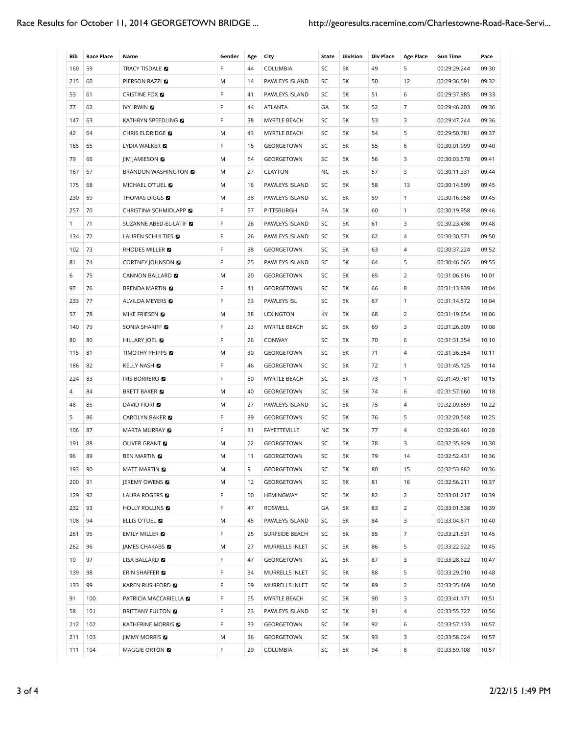| Bib | Race Place | Name | Gender | Age | City | State | Division | Div Place | Age Place | Gun Time | Pace |
|---|---|---|---|---|---|---|---|---|---|---|---|
| 160 | 59 | TRACY TISDALE | F | 44 | COLUMBIA | SC | 5K | 49 | 5 | 00:29:29.244 | 09:30 |
| 215 | 60 | PIERSON RAZZI | M | 14 | PAWLEYS ISLAND | SC | 5K | 50 | 12 | 00:29:36.591 | 09:32 |
| 53 | 61 | CRISTINE FOX | F | 41 | PAWLEYS ISLAND | SC | 5K | 51 | 6 | 00:29:37.985 | 09:33 |
| 77 | 62 | IVY IRWIN | F | 44 | ATLANTA | GA | 5K | 52 | 7 | 00:29:46.203 | 09:36 |
| 147 | 63 | KATHRYN SPEEDLING | F | 38 | MYRTLE BEACH | SC | 5K | 53 | 3 | 00:29:47.244 | 09:36 |
| 42 | 64 | CHRIS ELDRIDGE | M | 43 | MYRTLE BEACH | SC | 5K | 54 | 5 | 00:29:50.781 | 09:37 |
| 165 | 65 | LYDIA WALKER | F | 15 | GEORGETOWN | SC | 5K | 55 | 6 | 00:30:01.999 | 09:40 |
| 79 | 66 | JIM JAMIESON | M | 64 | GEORGETOWN | SC | 5K | 56 | 3 | 00:30:03.578 | 09:41 |
| 167 | 67 | BRANDON WASHINGTON | M | 27 | CLAYTON | NC | 5K | 57 | 3 | 00:30:11.331 | 09:44 |
| 175 | 68 | MICHAEL O'TUEL | M | 16 | PAWLEYS ISLAND | SC | 5K | 58 | 13 | 00:30:14.599 | 09:45 |
| 230 | 69 | THOMAS DIGGS | M | 38 | PAWLEYS ISLAND | SC | 5K | 59 | 1 | 00:30:16.958 | 09:45 |
| 257 | 70 | CHRISTINA SCHMIDLAPP | F | 57 | PITTSBURGH | PA | 5K | 60 | 1 | 00:30:19.958 | 09:46 |
| 1 | 71 | SUZANNE ABED-EL-LATIF | F | 26 | PAWLEYS ISLAND | SC | 5K | 61 | 3 | 00:30:23.498 | 09:48 |
| 134 | 72 | LAUREN SCHULTIES | F | 26 | PAWLEYS ISLAND | SC | 5K | 62 | 4 | 00:30:30.571 | 09:50 |
| 102 | 73 | RHODES MILLER | F | 38 | GEORGETOWN | SC | 5K | 63 | 4 | 00:30:37.224 | 09:52 |
| 81 | 74 | CORTNEY JOHNSON | F | 25 | PAWLEYS ISLAND | SC | 5K | 64 | 5 | 00:30:46.065 | 09:55 |
| 6 | 75 | CANNON BALLARD | M | 20 | GEORGETOWN | SC | 5K | 65 | 2 | 00:31:06.616 | 10:01 |
| 97 | 76 | BRENDA MARTIN | F | 41 | GEORGETOWN | SC | 5K | 66 | 8 | 00:31:13.839 | 10:04 |
| 233 | 77 | ALVILDA MEYERS | F | 63 | PAWLEYS ISL | SC | 5K | 67 | 1 | 00:31:14.572 | 10:04 |
| 57 | 78 | MIKE FRIESEN | M | 38 | LEXINGTON | KY | 5K | 68 | 2 | 00:31:19.654 | 10:06 |
| 140 | 79 | SONIA SHARIFF | F | 23 | MYRTLE BEACH | SC | 5K | 69 | 3 | 00:31:26.309 | 10:08 |
| 80 | 80 | HILLARY JOEL | F | 26 | CONWAY | SC | 5K | 70 | 6 | 00:31:31.354 | 10:10 |
| 115 | 81 | TIMOTHY PHIPPS | M | 30 | GEORGETOWN | SC | 5K | 71 | 4 | 00:31:36.354 | 10:11 |
| 186 | 82 | KELLY NASH | F | 46 | GEORGETOWN | SC | 5K | 72 | 1 | 00:31:45.125 | 10:14 |
| 224 | 83 | IRIS BORRERO | F | 50 | MYRTLE BEACH | SC | 5K | 73 | 1 | 00:31:49.781 | 10:15 |
| 4 | 84 | BRETT BAKER | M | 40 | GEORGETOWN | SC | 5K | 74 | 6 | 00:31:57.660 | 10:18 |
| 48 | 85 | DAVID FIORI | M | 27 | PAWLEYS ISLAND | SC | 5K | 75 | 4 | 00:32:09.859 | 10:22 |
| 5 | 86 | CAROLYN BAKER | F | 39 | GEORGETOWN | SC | 5K | 76 | 5 | 00:32:20.548 | 10:25 |
| 106 | 87 | MARTA MURRAY | F | 31 | FAYETTEVILLE | NC | 5K | 77 | 4 | 00:32:28.461 | 10:28 |
| 191 | 88 | OLIVER GRANT | M | 22 | GEORGETOWN | SC | 5K | 78 | 3 | 00:32:35.929 | 10:30 |
| 96 | 89 | BEN MARTIN | M | 11 | GEORGETOWN | SC | 5K | 79 | 14 | 00:32:52.431 | 10:36 |
| 193 | 90 | MATT MARTIN | M | 9 | GEORGETOWN | SC | 5K | 80 | 15 | 00:32:53.882 | 10:36 |
| 200 | 91 | JEREMY OWENS | M | 12 | GEORGETOWN | SC | 5K | 81 | 16 | 00:32:56.211 | 10:37 |
| 129 | 92 | LAURA ROGERS | F | 50 | HEMINGWAY | SC | 5K | 82 | 2 | 00:33:01.217 | 10:39 |
| 232 | 93 | HOLLY ROLLINS | F | 47 | ROSWELL | GA | 5K | 83 | 2 | 00:33:01.538 | 10:39 |
| 108 | 94 | ELLIS O'TUEL | M | 45 | PAWLEYS ISLAND | SC | 5K | 84 | 3 | 00:33:04.671 | 10:40 |
| 261 | 95 | EMILY MILLER | F | 25 | SURFSIDE BEACH | SC | 5K | 85 | 7 | 00:33:21.531 | 10:45 |
| 262 | 96 | JAMES CHAKABS | M | 27 | MURRELLS INLET | SC | 5K | 86 | 5 | 00:33:22.922 | 10:45 |
| 10 | 97 | LISA BALLARD | F | 47 | GEORGETOWN | SC | 5K | 87 | 3 | 00:33:28.622 | 10:47 |
| 139 | 98 | ERIN SHAFFER | F | 34 | MURRELLS INLET | SC | 5K | 88 | 5 | 00:33:29.010 | 10:48 |
| 133 | 99 | KAREN RUSHFORD | F | 59 | MURRELLS INLET | SC | 5K | 89 | 2 | 00:33:35.469 | 10:50 |
| 91 | 100 | PATRICIA MACCARIELLA | F | 55 | MYRTLE BEACH | SC | 5K | 90 | 3 | 00:33:41.171 | 10:51 |
| 58 | 101 | BRITTANY FULTON | F | 23 | PAWLEYS ISLAND | SC | 5K | 91 | 4 | 00:33:55.727 | 10:56 |
| 212 | 102 | KATHERINE MORRIS | F | 33 | GEORGETOWN | SC | 5K | 92 | 6 | 00:33:57.133 | 10:57 |
| 211 | 103 | JIMMY MORRIS | M | 36 | GEORGETOWN | SC | 5K | 93 | 3 | 00:33:58.024 | 10:57 |
| 111 | 104 | MAGGIE ORTON | F | 29 | COLUMBIA | SC | 5K | 94 | 8 | 00:33:59.108 | 10:57 |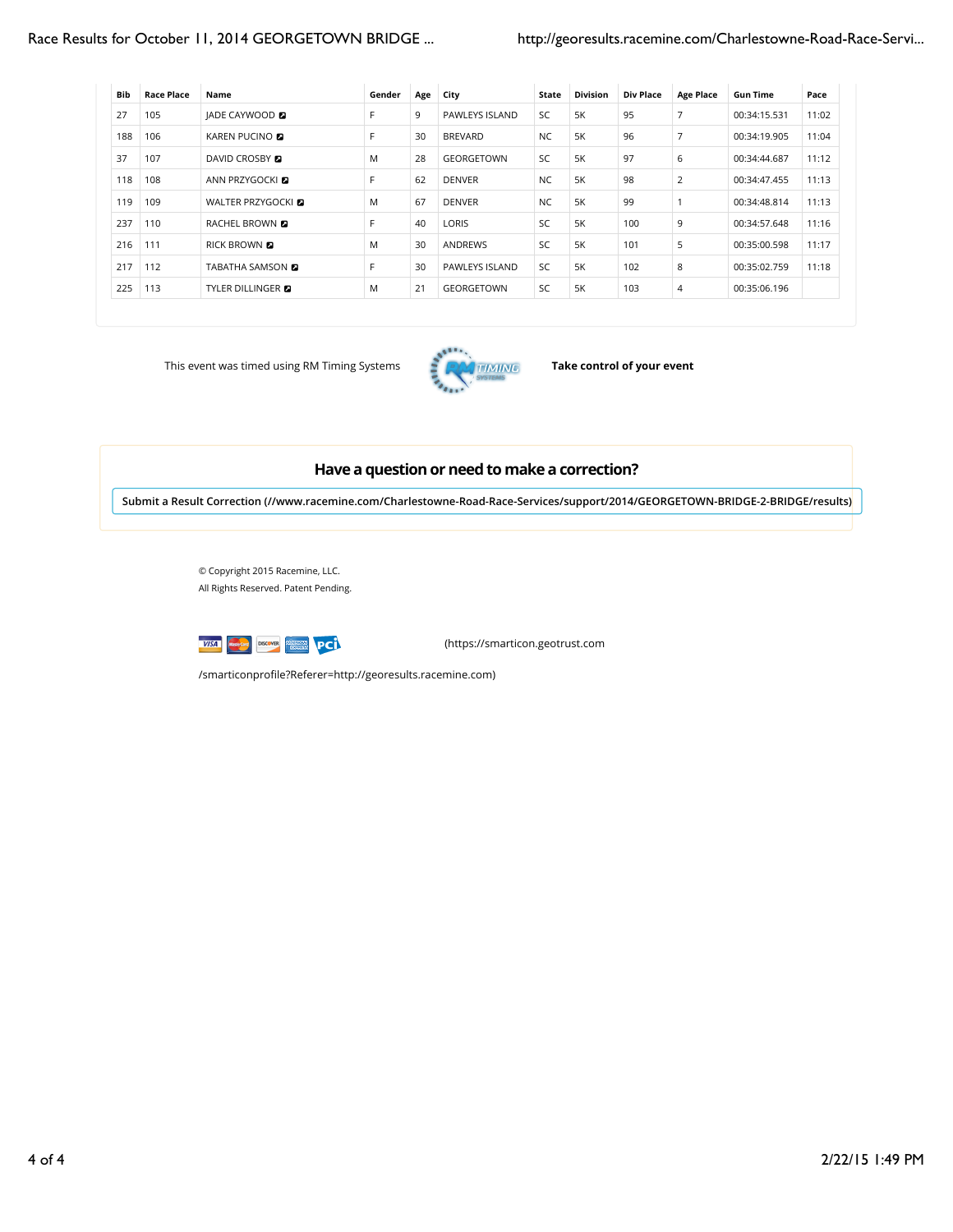| Bib | Race Place | Name | Gender | Age | City | State | Division | Div Place | Age Place | Gun Time | Pace |
|---|---|---|---|---|---|---|---|---|---|---|---|
| 27 | 105 | JADE CAYWOOD | F | 9 | PAWLEYS ISLAND | SC | 5K | 95 | 7 | 00:34:15.531 | 11:02 |
| 188 | 106 | KAREN PUCINO | F | 30 | BREVARD | NC | 5K | 96 | 7 | 00:34:19.905 | 11:04 |
| 37 | 107 | DAVID CROSBY | M | 28 | GEORGETOWN | SC | 5K | 97 | 6 | 00:34:44.687 | 11:12 |
| 118 | 108 | ANN PRZYGOCKI | F | 62 | DENVER | NC | 5K | 98 | 2 | 00:34:47.455 | 11:13 |
| 119 | 109 | WALTER PRZYGOCKI | M | 67 | DENVER | NC | 5K | 99 | 1 | 00:34:48.814 | 11:13 |
| 237 | 110 | RACHEL BROWN | F | 40 | LORIS | SC | 5K | 100 | 9 | 00:34:57.648 | 11:16 |
| 216 | 111 | RICK BROWN | M | 30 | ANDREWS | SC | 5K | 101 | 5 | 00:35:00.598 | 11:17 |
| 217 | 112 | TABATHA SAMSON | F | 30 | PAWLEYS ISLAND | SC | 5K | 102 | 8 | 00:35:02.759 | 11:18 |
| 225 | 113 | TYLER DILLINGER | M | 21 | GEORGETOWN | SC | 5K | 103 | 4 | 00:35:06.196 | |

This event was timed using RM Timing Systems

**Take control of your event**

## Have a question or need to make a correction?

Submit a Result Correction (//www.racemine.com/Charlestowne-Road-Race-Services/support/2014/GEORGETOWN-BRIDGE-2-BRIDGE/results)

© Copyright 2015 Racemine, LLC.
All Rights Reserved. Patent Pending.

(https://smarticon.geotrust.com
/smarticonprofile?Referer=http://georesults.racemine.com)